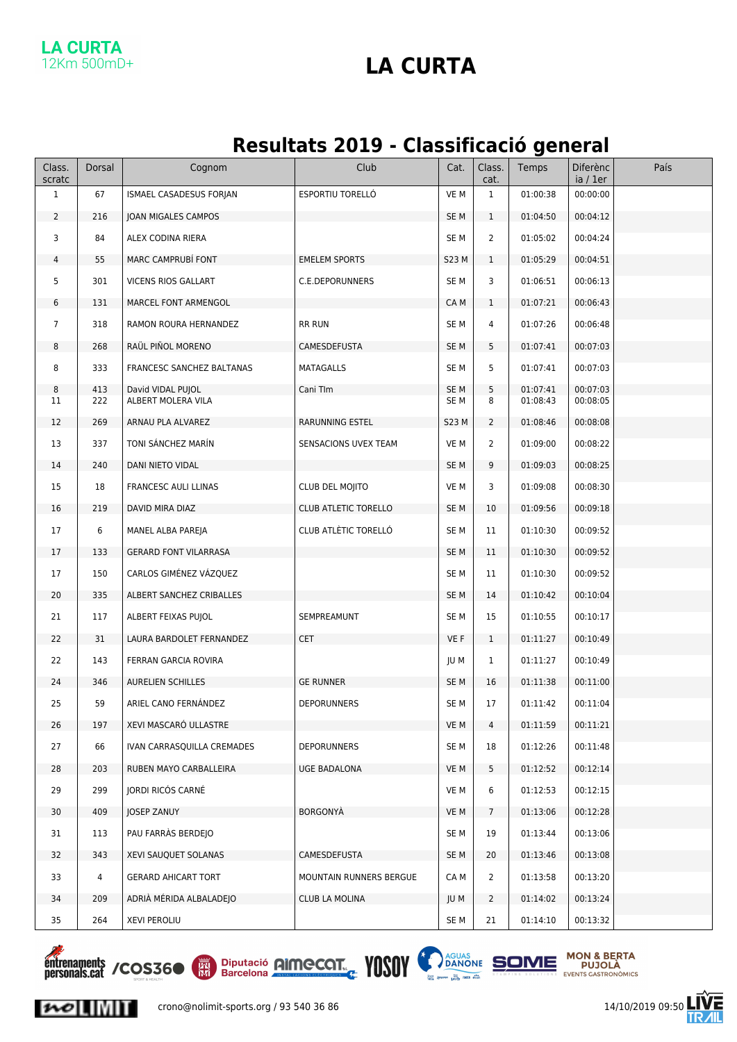LA CURTA
12Km 500mD+

# LA CURTA

## Resultats 2019 - Classificació general

| Class. scratc | Dorsal | Cognom | Club | Cat. | Class. cat. | Temps | Diferència / 1er | País |
|---|---|---|---|---|---|---|---|---|
| 1 | 67 | ISMAEL CASADESUS FORJAN | ESPORTIU TORELLÓ | VE M | 1 | 01:00:38 | 00:00:00 | |
| 2 | 216 | JOAN MIGALES CAMPOS | | SE M | 1 | 01:04:50 | 00:04:12 | |
| 3 | 84 | ALEX CODINA RIERA | | SE M | 2 | 01:05:02 | 00:04:24 | |
| 4 | 55 | MARC CAMPRUBÍ FONT | EMELEM SPORTS | S23 M | 1 | 01:05:29 | 00:04:51 | |
| 5 | 301 | VICENS RIOS GALLART | C.E.DEPORUNNERS | SE M | 3 | 01:06:51 | 00:06:13 | |
| 6 | 131 | MARCEL FONT ARMENGOL | | CA M | 1 | 01:07:21 | 00:06:43 | |
| 7 | 318 | RAMON ROURA HERNANDEZ | RR RUN | SE M | 4 | 01:07:26 | 00:06:48 | |
| 8 | 268 | RAÜL PIÑOL MORENO | CAMESDEFUSTA | SE M | 5 | 01:07:41 | 00:07:03 | |
| 8 | 333 | FRANCESC SANCHEZ BALTANAS | MATAGALLS | SE M | 5 | 01:07:41 | 00:07:03 | |
| 8 | 413 | David VIDAL PUJOL | Cani Tlm | SE M | 5 | 01:07:41 | 00:07:03 | |
| 11 | 222 | ALBERT MOLERA VILA | | SE M | 8 | 01:08:43 | 00:08:05 | |
| 12 | 269 | ARNAU PLA ALVAREZ | RARUNNING ESTEL | S23 M | 2 | 01:08:46 | 00:08:08 | |
| 13 | 337 | TONI SÁNCHEZ MARÍN | SENSACIONS UVEX TEAM | VE M | 2 | 01:09:00 | 00:08:22 | |
| 14 | 240 | DANI NIETO VIDAL | | SE M | 9 | 01:09:03 | 00:08:25 | |
| 15 | 18 | FRANCESC AULI LLINAS | CLUB DEL MOJITO | VE M | 3 | 01:09:08 | 00:08:30 | |
| 16 | 219 | DAVID MIRA DIAZ | CLUB ATLETIC TORELLO | SE M | 10 | 01:09:56 | 00:09:18 | |
| 17 | 6 | MANEL ALBA PAREJA | CLUB ATLÈTIC TORELLÓ | SE M | 11 | 01:10:30 | 00:09:52 | |
| 17 | 133 | GERARD FONT VILARRASA | | SE M | 11 | 01:10:30 | 00:09:52 | |
| 17 | 150 | CARLOS GIMÉNEZ VÁZQUEZ | | SE M | 11 | 01:10:30 | 00:09:52 | |
| 20 | 335 | ALBERT SANCHEZ CRIBALLES | | SE M | 14 | 01:10:42 | 00:10:04 | |
| 21 | 117 | ALBERT FEIXAS PUJOL | SEMPREAMUNT | SE M | 15 | 01:10:55 | 00:10:17 | |
| 22 | 31 | LAURA BARDOLET FERNANDEZ | CET | VE F | 1 | 01:11:27 | 00:10:49 | |
| 22 | 143 | FERRAN GARCIA ROVIRA | | JU M | 1 | 01:11:27 | 00:10:49 | |
| 24 | 346 | AURELIEN SCHILLES | GE RUNNER | SE M | 16 | 01:11:38 | 00:11:00 | |
| 25 | 59 | ARIEL CANO FERNÁNDEZ | DEPORUNNERS | SE M | 17 | 01:11:42 | 00:11:04 | |
| 26 | 197 | XEVI MASCARÓ ULLASTRE | | VE M | 4 | 01:11:59 | 00:11:21 | |
| 27 | 66 | IVAN CARRASQUILLA CREMADES | DEPORUNNERS | SE M | 18 | 01:12:26 | 00:11:48 | |
| 28 | 203 | RUBEN MAYO CARBALLEIRA | UGE BADALONA | VE M | 5 | 01:12:52 | 00:12:14 | |
| 29 | 299 | JORDI RICÓS CARNÉ | | VE M | 6 | 01:12:53 | 00:12:15 | |
| 30 | 409 | JOSEP ZANUY | BORGONYÀ | VE M | 7 | 01:13:06 | 00:12:28 | |
| 31 | 113 | PAU FARRÀS BERDEJO | | SE M | 19 | 01:13:44 | 00:13:06 | |
| 32 | 343 | XEVI SAUQUET SOLANAS | CAMESDEFUSTA | SE M | 20 | 01:13:46 | 00:13:08 | |
| 33 | 4 | GERARD AHICART TORT | MOUNTAIN RUNNERS BERGUE | CA M | 2 | 01:13:58 | 00:13:20 | |
| 34 | 209 | ADRIÀ MÉRIDA ALBALADEJO | CLUB LA MOLINA | JU M | 2 | 01:14:02 | 00:13:24 | |
| 35 | 264 | XEVI PEROLIU | | SE M | 21 | 01:14:10 | 00:13:32 | |

crono@nolimit-sports.org / 93 540 36 86

14/10/2019 09:50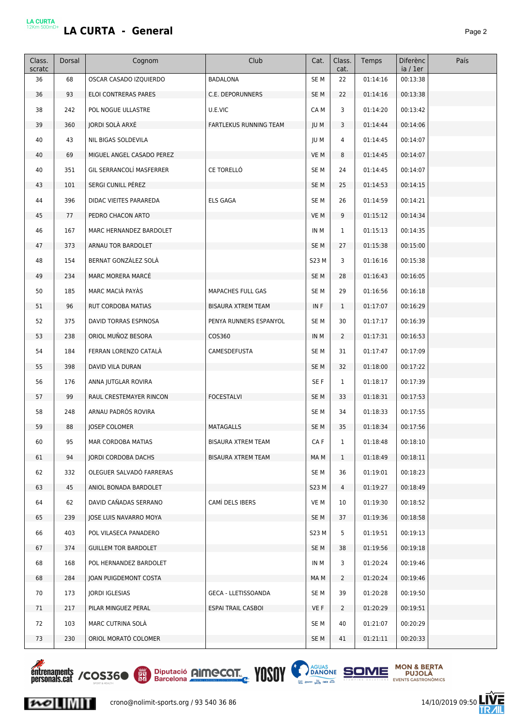# LA CURTA - General

| Class. scratc | Dorsal | Cognom | Club | Cat. | Class. cat. | Temps | Diferència / 1er | País |
|---|---|---|---|---|---|---|---|---|
| 36 | 68 | OSCAR CASADO IZQUIERDO | BADALONA | SE M | 22 | 01:14:16 | 00:13:38 | |
| 36 | 93 | ELOI CONTRERAS PARES | C.E. DEPORUNNERS | SE M | 22 | 01:14:16 | 00:13:38 | |
| 38 | 242 | POL NOGUE ULLASTRE | U.E.VIC | CA M | 3 | 01:14:20 | 00:13:42 | |
| 39 | 360 | JORDI SOLÀ ARXÉ | FARTLEKUS RUNNING TEAM | JU M | 3 | 01:14:44 | 00:14:06 | |
| 40 | 43 | NIL BIGAS SOLDEVILA | | JU M | 4 | 01:14:45 | 00:14:07 | |
| 40 | 69 | MIGUEL ANGEL CASADO PEREZ | | VE M | 8 | 01:14:45 | 00:14:07 | |
| 40 | 351 | GIL SERRANCOLÍ MASFERRER | CE TORELLÓ | SE M | 24 | 01:14:45 | 00:14:07 | |
| 43 | 101 | SERGI CUNILL PÉREZ | | SE M | 25 | 01:14:53 | 00:14:15 | |
| 44 | 396 | DIDAC VIEITES PARAREDA | ELS GAGA | SE M | 26 | 01:14:59 | 00:14:21 | |
| 45 | 77 | PEDRO CHACON ARTO | | VE M | 9 | 01:15:12 | 00:14:34 | |
| 46 | 167 | MARC HERNANDEZ BARDOLET | | IN M | 1 | 01:15:13 | 00:14:35 | |
| 47 | 373 | ARNAU TOR BARDOLET | | SE M | 27 | 01:15:38 | 00:15:00 | |
| 48 | 154 | BERNAT GONZÀLEZ SOLÀ | | S23 M | 3 | 01:16:16 | 00:15:38 | |
| 49 | 234 | MARC MORERA MARCÉ | | SE M | 28 | 01:16:43 | 00:16:05 | |
| 50 | 185 | MARC MACIÀ PAYÀS | MAPACHES FULL GAS | SE M | 29 | 01:16:56 | 00:16:18 | |
| 51 | 96 | RUT CORDOBA MATIAS | BISAURA XTREM TEAM | IN F | 1 | 01:17:07 | 00:16:29 | |
| 52 | 375 | DAVID TORRAS ESPINOSA | PENYA RUNNERS ESPANYOL | SE M | 30 | 01:17:17 | 00:16:39 | |
| 53 | 238 | ORIOL MUÑOZ BESORA | COS360 | IN M | 2 | 01:17:31 | 00:16:53 | |
| 54 | 184 | FERRAN LORENZO CATALÀ | CAMESDEFUSTA | SE M | 31 | 01:17:47 | 00:17:09 | |
| 55 | 398 | DAVID VILA DURAN | | SE M | 32 | 01:18:00 | 00:17:22 | |
| 56 | 176 | ANNA JUTGLAR ROVIRA | | SE F | 1 | 01:18:17 | 00:17:39 | |
| 57 | 99 | RAUL CRESTEMAYER RINCON | FOCESTALVI | SE M | 33 | 01:18:31 | 00:17:53 | |
| 58 | 248 | ARNAU PADRÓS ROVIRA | | SE M | 34 | 01:18:33 | 00:17:55 | |
| 59 | 88 | JOSEP COLOMER | MATAGALLS | SE M | 35 | 01:18:34 | 00:17:56 | |
| 60 | 95 | MAR CORDOBA MATIAS | BISAURA XTREM TEAM | CA F | 1 | 01:18:48 | 00:18:10 | |
| 61 | 94 | JORDI CORDOBA DACHS | BISAURA XTREM TEAM | MA M | 1 | 01:18:49 | 00:18:11 | |
| 62 | 332 | OLEGUER SALVADÓ FARRERAS | | SE M | 36 | 01:19:01 | 00:18:23 | |
| 63 | 45 | ANIOL BONADA BARDOLET | | S23 M | 4 | 01:19:27 | 00:18:49 | |
| 64 | 62 | DAVID CAÑADAS SERRANO | CAMÍ DELS IBERS | VE M | 10 | 01:19:30 | 00:18:52 | |
| 65 | 239 | JOSE LUIS NAVARRO MOYA | | SE M | 37 | 01:19:36 | 00:18:58 | |
| 66 | 403 | POL VILASECA PANADERO | | S23 M | 5 | 01:19:51 | 00:19:13 | |
| 67 | 374 | GUILLEM TOR BARDOLET | | SE M | 38 | 01:19:56 | 00:19:18 | |
| 68 | 168 | POL HERNANDEZ BARDOLET | | IN M | 3 | 01:20:24 | 00:19:46 | |
| 68 | 284 | JOAN PUIGDEMONT COSTA | | MA M | 2 | 01:20:24 | 00:19:46 | |
| 70 | 173 | JORDI IGLESIAS | GECA - LLETISSOANDA | SE M | 39 | 01:20:28 | 00:19:50 | |
| 71 | 217 | PILAR MINGUEZ PERAL | ESPAI TRAIL CASBOI | VE F | 2 | 01:20:29 | 00:19:51 | |
| 72 | 103 | MARC CUTRINA SOLÀ | | SE M | 40 | 01:21:07 | 00:20:29 | |
| 73 | 230 | ORIOL MORATÓ COLOMER | | SE M | 41 | 01:21:11 | 00:20:33 | |

crono@nolimit-sports.org / 93 540 36 86

14/10/2019 09:50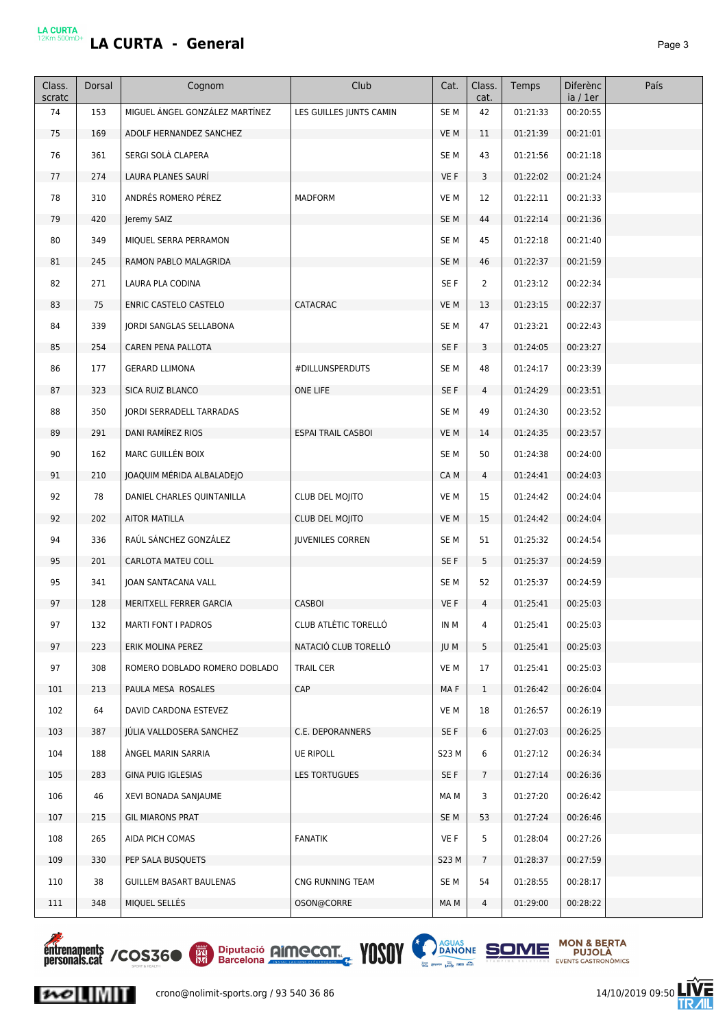# LA CURTA - General

| Class. scratc | Dorsal | Cognom | Club | Cat. | Class. cat. | Temps | Diferència / 1er | País |
|---|---|---|---|---|---|---|---|---|
| 74 | 153 | MIGUEL ÁNGEL GONZÁLEZ MARTÍNEZ | LES GUILLES JUNTS CAMIN | SE M | 42 | 01:21:33 | 00:20:55 | |
| 75 | 169 | ADOLF HERNANDEZ SANCHEZ | | VE M | 11 | 01:21:39 | 00:21:01 | |
| 76 | 361 | SERGI SOLÀ CLAPERA | | SE M | 43 | 01:21:56 | 00:21:18 | |
| 77 | 274 | LAURA PLANES SAURÍ | | VE F | 3 | 01:22:02 | 00:21:24 | |
| 78 | 310 | ANDRÉS ROMERO PÉREZ | MADFORM | VE M | 12 | 01:22:11 | 00:21:33 | |
| 79 | 420 | Jeremy SAIZ | | SE M | 44 | 01:22:14 | 00:21:36 | |
| 80 | 349 | MIQUEL SERRA PERRAMON | | SE M | 45 | 01:22:18 | 00:21:40 | |
| 81 | 245 | RAMON PABLO MALAGRIDA | | SE M | 46 | 01:22:37 | 00:21:59 | |
| 82 | 271 | LAURA PLA CODINA | | SE F | 2 | 01:23:12 | 00:22:34 | |
| 83 | 75 | ENRIC CASTELO CASTELO | CATACRAC | VE M | 13 | 01:23:15 | 00:22:37 | |
| 84 | 339 | JORDI SANGLAS SELLABONA | | SE M | 47 | 01:23:21 | 00:22:43 | |
| 85 | 254 | CAREN PENA PALLOTA | | SE F | 3 | 01:24:05 | 00:23:27 | |
| 86 | 177 | GERARD LLIMONA | #DILLUNSPERDUTS | SE M | 48 | 01:24:17 | 00:23:39 | |
| 87 | 323 | SICA RUIZ BLANCO | ONE LIFE | SE F | 4 | 01:24:29 | 00:23:51 | |
| 88 | 350 | JORDI SERRADELL TARRADAS | | SE M | 49 | 01:24:30 | 00:23:52 | |
| 89 | 291 | DANI RAMÍREZ RIOS | ESPAI TRAIL CASBOI | VE M | 14 | 01:24:35 | 00:23:57 | |
| 90 | 162 | MARC GUILLÉN BOIX | | SE M | 50 | 01:24:38 | 00:24:00 | |
| 91 | 210 | JOAQUIM MÉRIDA ALBALADEJO | | CA M | 4 | 01:24:41 | 00:24:03 | |
| 92 | 78 | DANIEL CHARLES QUINTANILLA | CLUB DEL MOJITO | VE M | 15 | 01:24:42 | 00:24:04 | |
| 92 | 202 | AITOR MATILLA | CLUB DEL MOJITO | VE M | 15 | 01:24:42 | 00:24:04 | |
| 94 | 336 | RAÚL SÁNCHEZ GONZÁLEZ | JUVENILES CORREN | SE M | 51 | 01:25:32 | 00:24:54 | |
| 95 | 201 | CARLOTA MATEU COLL | | SE F | 5 | 01:25:37 | 00:24:59 | |
| 95 | 341 | JOAN SANTACANA VALL | | SE M | 52 | 01:25:37 | 00:24:59 | |
| 97 | 128 | MERITXELL FERRER GARCIA | CASBOI | VE F | 4 | 01:25:41 | 00:25:03 | |
| 97 | 132 | MARTI FONT I PADROS | CLUB ATLÈTIC TORELLÓ | IN M | 4 | 01:25:41 | 00:25:03 | |
| 97 | 223 | ERIK MOLINA PEREZ | NATACIÓ CLUB TORELLÓ | JU M | 5 | 01:25:41 | 00:25:03 | |
| 97 | 308 | ROMERO DOBLADO ROMERO DOBLADO | TRAIL CER | VE M | 17 | 01:25:41 | 00:25:03 | |
| 101 | 213 | PAULA MESA ROSALES | CAP | MA F | 1 | 01:26:42 | 00:26:04 | |
| 102 | 64 | DAVID CARDONA ESTEVEZ | | VE M | 18 | 01:26:57 | 00:26:19 | |
| 103 | 387 | JÚLIA VALLDOSERA SANCHEZ | C.E. DEPORANNERS | SE F | 6 | 01:27:03 | 00:26:25 | |
| 104 | 188 | ÀNGEL MARIN SARRIA | UE RIPOLL | S23 M | 6 | 01:27:12 | 00:26:34 | |
| 105 | 283 | GINA PUIG IGLESIAS | LES TORTUGUES | SE F | 7 | 01:27:14 | 00:26:36 | |
| 106 | 46 | XEVI BONADA SANJAUME | | MA M | 3 | 01:27:20 | 00:26:42 | |
| 107 | 215 | GIL MIARONS PRAT | | SE M | 53 | 01:27:24 | 00:26:46 | |
| 108 | 265 | AIDA PICH COMAS | FANATIK | VE F | 5 | 01:28:04 | 00:27:26 | |
| 109 | 330 | PEP SALA BUSQUETS | | S23 M | 7 | 01:28:37 | 00:27:59 | |
| 110 | 38 | GUILLEM BASART BAULENAS | CNG RUNNING TEAM | SE M | 54 | 01:28:55 | 00:28:17 | |
| 111 | 348 | MIQUEL SELLÉS | OSON@CORRE | MA M | 4 | 01:29:00 | 00:28:22 | |

crono@nolimit-sports.org / 93 540 36 86 — 14/10/2019 09:50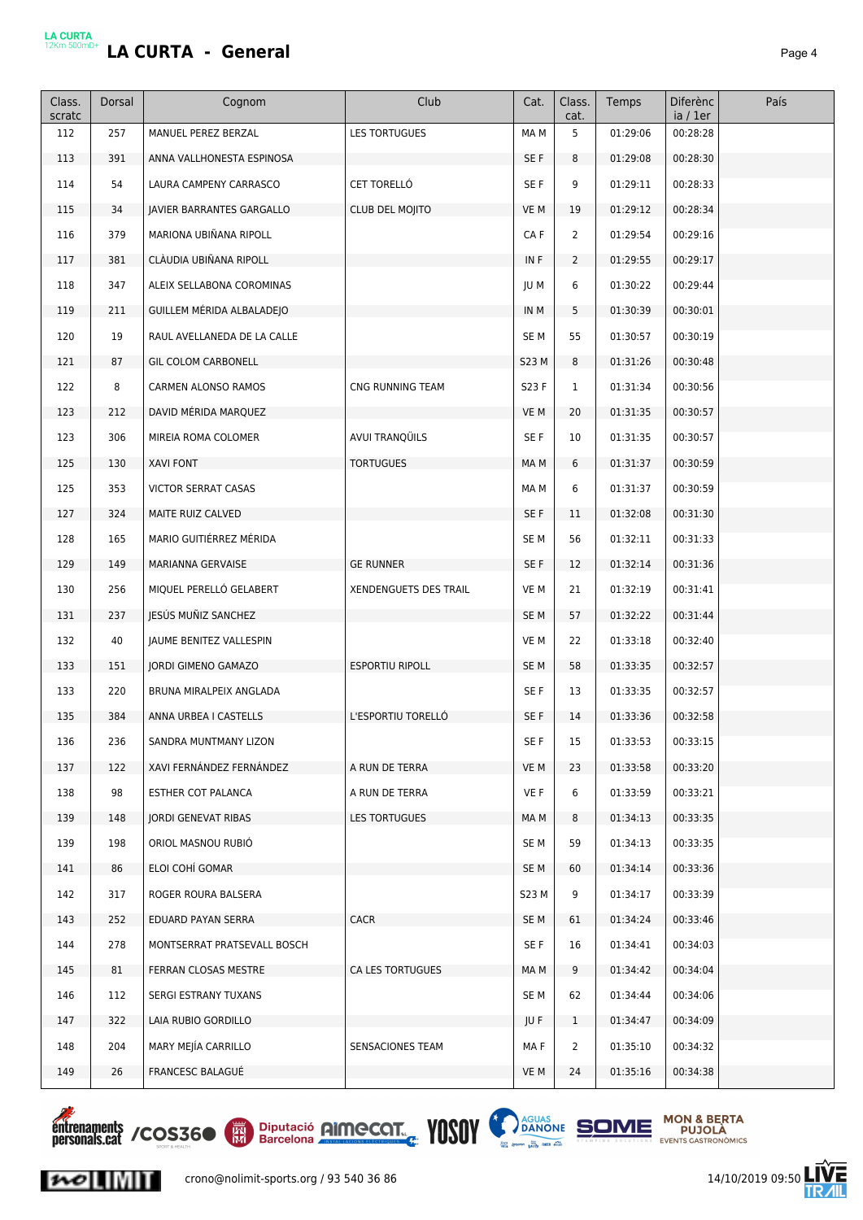# LA CURTA - General

| Class. scratc | Dorsal | Cognom | Club | Cat. | Class. cat. | Temps | Diferència / 1er | País |
|---|---|---|---|---|---|---|---|---|
| 112 | 257 | MANUEL PEREZ BERZAL | LES TORTUGUES | MA M | 5 | 01:29:06 | 00:28:28 | |
| 113 | 391 | ANNA VALLHONESTA ESPINOSA | | SE F | 8 | 01:29:08 | 00:28:30 | |
| 114 | 54 | LAURA CAMPENY CARRASCO | CET TORELLÓ | SE F | 9 | 01:29:11 | 00:28:33 | |
| 115 | 34 | JAVIER BARRANTES GARGALLO | CLUB DEL MOJITO | VE M | 19 | 01:29:12 | 00:28:34 | |
| 116 | 379 | MARIONA UBIÑANA RIPOLL | | CA F | 2 | 01:29:54 | 00:29:16 | |
| 117 | 381 | CLÀUDIA UBIÑANA RIPOLL | | IN F | 2 | 01:29:55 | 00:29:17 | |
| 118 | 347 | ALEIX SELLABONA COROMINAS | | JU M | 6 | 01:30:22 | 00:29:44 | |
| 119 | 211 | GUILLEM MÉRIDA ALBALADEJO | | IN M | 5 | 01:30:39 | 00:30:01 | |
| 120 | 19 | RAUL AVELLANEDA DE LA CALLE | | SE M | 55 | 01:30:57 | 00:30:19 | |
| 121 | 87 | GIL COLOM CARBONELL | | S23 M | 8 | 01:31:26 | 00:30:48 | |
| 122 | 8 | CARMEN ALONSO RAMOS | CNG RUNNING TEAM | S23 F | 1 | 01:31:34 | 00:30:56 | |
| 123 | 212 | DAVID MÉRIDA MARQUEZ | | VE M | 20 | 01:31:35 | 00:30:57 | |
| 123 | 306 | MIREIA ROMA COLOMER | AVUI TRANQÜILS | SE F | 10 | 01:31:35 | 00:30:57 | |
| 125 | 130 | XAVI FONT | TORTUGUES | MA M | 6 | 01:31:37 | 00:30:59 | |
| 125 | 353 | VICTOR SERRAT CASAS | | MA M | 6 | 01:31:37 | 00:30:59 | |
| 127 | 324 | MAITE RUIZ CALVED | | SE F | 11 | 01:32:08 | 00:31:30 | |
| 128 | 165 | MARIO GUITIÉRREZ MÉRIDA | | SE M | 56 | 01:32:11 | 00:31:33 | |
| 129 | 149 | MARIANNA GERVAISE | GE RUNNER | SE F | 12 | 01:32:14 | 00:31:36 | |
| 130 | 256 | MIQUEL PERELLÓ GELABERT | XENDENGUETS DES TRAIL | VE M | 21 | 01:32:19 | 00:31:41 | |
| 131 | 237 | JESÚS MUÑIZ SANCHEZ | | SE M | 57 | 01:32:22 | 00:31:44 | |
| 132 | 40 | JAUME BENITEZ VALLESPIN | | VE M | 22 | 01:33:18 | 00:32:40 | |
| 133 | 151 | JORDI GIMENO GAMAZO | ESPORTIU RIPOLL | SE M | 58 | 01:33:35 | 00:32:57 | |
| 133 | 220 | BRUNA MIRALPEIX ANGLADA | | SE F | 13 | 01:33:35 | 00:32:57 | |
| 135 | 384 | ANNA URBEA I CASTELLS | L'ESPORTIU TORELLÓ | SE F | 14 | 01:33:36 | 00:32:58 | |
| 136 | 236 | SANDRA MUNTMANY LIZON | | SE F | 15 | 01:33:53 | 00:33:15 | |
| 137 | 122 | XAVI FERNÁNDEZ FERNÁNDEZ | A RUN DE TERRA | VE M | 23 | 01:33:58 | 00:33:20 | |
| 138 | 98 | ESTHER COT PALANCA | A RUN DE TERRA | VE F | 6 | 01:33:59 | 00:33:21 | |
| 139 | 148 | JORDI GENEVAT RIBAS | LES TORTUGUES | MA M | 8 | 01:34:13 | 00:33:35 | |
| 139 | 198 | ORIOL MASNOU RUBIÓ | | SE M | 59 | 01:34:13 | 00:33:35 | |
| 141 | 86 | ELOI COHÍ GOMAR | | SE M | 60 | 01:34:14 | 00:33:36 | |
| 142 | 317 | ROGER ROURA BALSERA | | S23 M | 9 | 01:34:17 | 00:33:39 | |
| 143 | 252 | EDUARD PAYAN SERRA | CACR | SE M | 61 | 01:34:24 | 00:33:46 | |
| 144 | 278 | MONTSERRAT PRATSEVALL BOSCH | | SE F | 16 | 01:34:41 | 00:34:03 | |
| 145 | 81 | FERRAN CLOSAS MESTRE | CA LES TORTUGUES | MA M | 9 | 01:34:42 | 00:34:04 | |
| 146 | 112 | SERGI ESTRANY TUXANS | | SE M | 62 | 01:34:44 | 00:34:06 | |
| 147 | 322 | LAIA RUBIO GORDILLO | | JU F | 1 | 01:34:47 | 00:34:09 | |
| 148 | 204 | MARY MEJÍA CARRILLO | SENSACIONES TEAM | MA F | 2 | 01:35:10 | 00:34:32 | |
| 149 | 26 | FRANCESC BALAGUÉ | | VE M | 24 | 01:35:16 | 00:34:38 | |

crono@nolimit-sports.org / 93 540 36 86 — 14/10/2019 09:50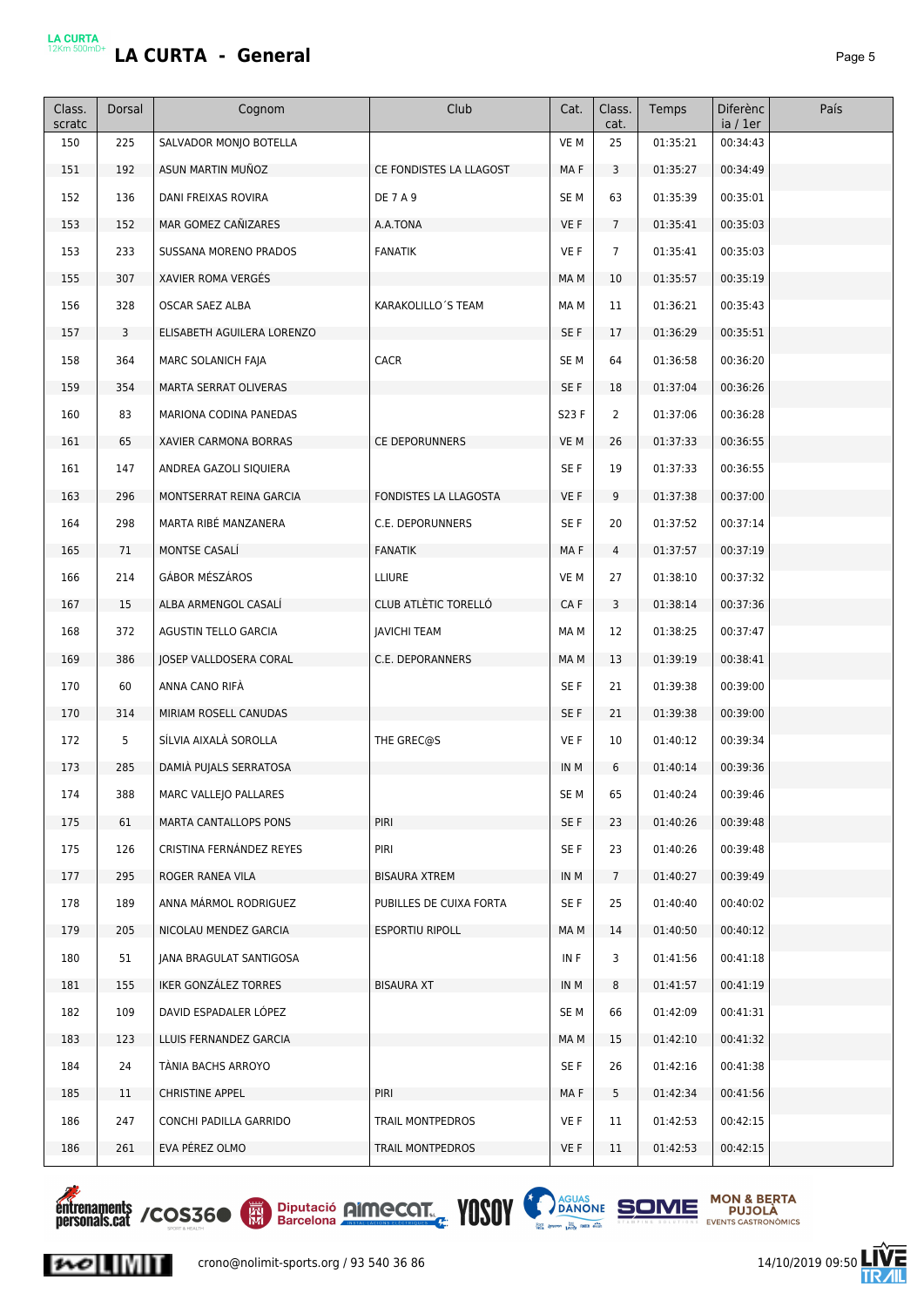# LA CURTA - General

| Class. scratc | Dorsal | Cognom | Club | Cat. | Class. cat. | Temps | Diferència / 1er | País |
|---|---|---|---|---|---|---|---|---|
| 150 | 225 | SALVADOR MONJO BOTELLA | | VE M | 25 | 01:35:21 | 00:34:43 | |
| 151 | 192 | ASUN MARTIN MUÑOZ | CE FONDISTES LA LLAGOST | MA F | 3 | 01:35:27 | 00:34:49 | |
| 152 | 136 | DANI FREIXAS ROVIRA | DE 7 A 9 | SE M | 63 | 01:35:39 | 00:35:01 | |
| 153 | 152 | MAR GOMEZ CAÑIZARES | A.A.TONA | VE F | 7 | 01:35:41 | 00:35:03 | |
| 153 | 233 | SUSSANA MORENO PRADOS | FANATIK | VE F | 7 | 01:35:41 | 00:35:03 | |
| 155 | 307 | XAVIER ROMA VERGÉS | | MA M | 10 | 01:35:57 | 00:35:19 | |
| 156 | 328 | OSCAR SAEZ ALBA | KARAKOLILLO´S TEAM | MA M | 11 | 01:36:21 | 00:35:43 | |
| 157 | 3 | ELISABETH AGUILERA LORENZO | | SE F | 17 | 01:36:29 | 00:35:51 | |
| 158 | 364 | MARC SOLANICH FAJA | CACR | SE M | 64 | 01:36:58 | 00:36:20 | |
| 159 | 354 | MARTA SERRAT OLIVERAS | | SE F | 18 | 01:37:04 | 00:36:26 | |
| 160 | 83 | MARIONA CODINA PANEDAS | | S23 F | 2 | 01:37:06 | 00:36:28 | |
| 161 | 65 | XAVIER CARMONA BORRAS | CE DEPORUNNERS | VE M | 26 | 01:37:33 | 00:36:55 | |
| 161 | 147 | ANDREA GAZOLI SIQUIERA | | SE F | 19 | 01:37:33 | 00:36:55 | |
| 163 | 296 | MONTSERRAT REINA GARCIA | FONDISTES LA LLAGOSTA | VE F | 9 | 01:37:38 | 00:37:00 | |
| 164 | 298 | MARTA RIBÉ MANZANERA | C.E. DEPORUNNERS | SE F | 20 | 01:37:52 | 00:37:14 | |
| 165 | 71 | MONTSE CASALÍ | FANATIK | MA F | 4 | 01:37:57 | 00:37:19 | |
| 166 | 214 | GÁBOR MÉSZÁROS | LLIURE | VE M | 27 | 01:38:10 | 00:37:32 | |
| 167 | 15 | ALBA ARMENGOL CASALÍ | CLUB ATLÈTIC TORELLÓ | CA F | 3 | 01:38:14 | 00:37:36 | |
| 168 | 372 | AGUSTIN TELLO GARCIA | JAVICHI TEAM | MA M | 12 | 01:38:25 | 00:37:47 | |
| 169 | 386 | JOSEP VALLDOSERA CORAL | C.E. DEPORANNERS | MA M | 13 | 01:39:19 | 00:38:41 | |
| 170 | 60 | ANNA CANO RIFÀ | | SE F | 21 | 01:39:38 | 00:39:00 | |
| 170 | 314 | MIRIAM ROSELL CANUDAS | | SE F | 21 | 01:39:38 | 00:39:00 | |
| 172 | 5 | SÍLVIA AIXALÀ SOROLLA | THE GREC@S | VE F | 10 | 01:40:12 | 00:39:34 | |
| 173 | 285 | DAMIÀ PUJALS SERRATOSA | | IN M | 6 | 01:40:14 | 00:39:36 | |
| 174 | 388 | MARC VALLEJO PALLARES | | SE M | 65 | 01:40:24 | 00:39:46 | |
| 175 | 61 | MARTA CANTALLOPS PONS | PIRI | SE F | 23 | 01:40:26 | 00:39:48 | |
| 175 | 126 | CRISTINA FERNÁNDEZ REYES | PIRI | SE F | 23 | 01:40:26 | 00:39:48 | |
| 177 | 295 | ROGER RANEA VILA | BISAURA XTREM | IN M | 7 | 01:40:27 | 00:39:49 | |
| 178 | 189 | ANNA MÁRMOL RODRIGUEZ | PUBILLES DE CUIXA FORTA | SE F | 25 | 01:40:40 | 00:40:02 | |
| 179 | 205 | NICOLAU MENDEZ GARCIA | ESPORTIU RIPOLL | MA M | 14 | 01:40:50 | 00:40:12 | |
| 180 | 51 | JANA BRAGULAT SANTIGOSA | | IN F | 3 | 01:41:56 | 00:41:18 | |
| 181 | 155 | IKER GONZÁLEZ TORRES | BISAURA XT | IN M | 8 | 01:41:57 | 00:41:19 | |
| 182 | 109 | DAVID ESPADALER LÓPEZ | | SE M | 66 | 01:42:09 | 00:41:31 | |
| 183 | 123 | LLUIS FERNANDEZ GARCIA | | MA M | 15 | 01:42:10 | 00:41:32 | |
| 184 | 24 | TÀNIA BACHS ARROYO | | SE F | 26 | 01:42:16 | 00:41:38 | |
| 185 | 11 | CHRISTINE APPEL | PIRI | MA F | 5 | 01:42:34 | 00:41:56 | |
| 186 | 247 | CONCHI PADILLA GARRIDO | TRAIL MONTPEDROS | VE F | 11 | 01:42:53 | 00:42:15 | |
| 186 | 261 | EVA PÉREZ OLMO | TRAIL MONTPEDROS | VE F | 11 | 01:42:53 | 00:42:15 | |

crono@nolimit-sports.org / 93 540 36 86 — 14/10/2019 09:50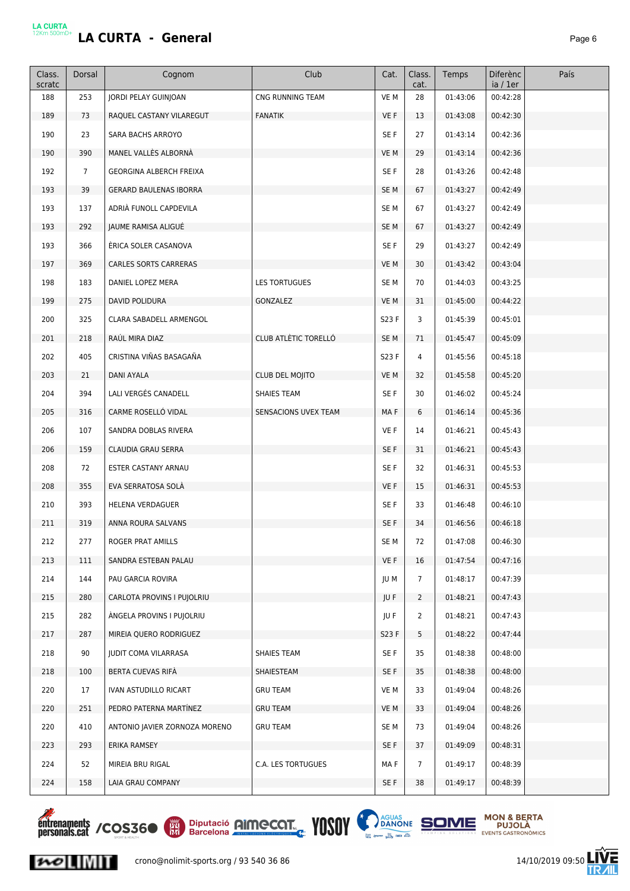# LA CURTA - General

| Class. scratc | Dorsal | Cognom | Club | Cat. | Class. cat. | Temps | Diferència / 1er | País |
|---|---|---|---|---|---|---|---|---|
| 188 | 253 | JORDI PELAY GUINJOAN | CNG RUNNING TEAM | VE M | 28 | 01:43:06 | 00:42:28 | |
| 189 | 73 | RAQUEL CASTANY VILAREGUT | FANATIK | VE F | 13 | 01:43:08 | 00:42:30 | |
| 190 | 23 | SARA BACHS ARROYO | | SE F | 27 | 01:43:14 | 00:42:36 | |
| 190 | 390 | MANEL VALLÈS ALBORNÀ | | VE M | 29 | 01:43:14 | 00:42:36 | |
| 192 | 7 | GEORGINA ALBERCH FREIXA | | SE F | 28 | 01:43:26 | 00:42:48 | |
| 193 | 39 | GERARD BAULENAS IBORRA | | SE M | 67 | 01:43:27 | 00:42:49 | |
| 193 | 137 | ADRIÀ FUNOLL CAPDEVILA | | SE M | 67 | 01:43:27 | 00:42:49 | |
| 193 | 292 | JAUME RAMISA ALIGUÉ | | SE M | 67 | 01:43:27 | 00:42:49 | |
| 193 | 366 | ÈRICA SOLER CASANOVA | | SE F | 29 | 01:43:27 | 00:42:49 | |
| 197 | 369 | CARLES SORTS CARRERAS | | VE M | 30 | 01:43:42 | 00:43:04 | |
| 198 | 183 | DANIEL LOPEZ MERA | LES TORTUGUES | SE M | 70 | 01:44:03 | 00:43:25 | |
| 199 | 275 | DAVID POLIDURA | GONZALEZ | VE M | 31 | 01:45:00 | 00:44:22 | |
| 200 | 325 | CLARA SABADELL ARMENGOL | | S23 F | 3 | 01:45:39 | 00:45:01 | |
| 201 | 218 | RAÚL MIRA DIAZ | CLUB ATLÈTIC TORELLÓ | SE M | 71 | 01:45:47 | 00:45:09 | |
| 202 | 405 | CRISTINA VIÑAS BASAGAÑA | | S23 F | 4 | 01:45:56 | 00:45:18 | |
| 203 | 21 | DANI AYALA | CLUB DEL MOJITO | VE M | 32 | 01:45:58 | 00:45:20 | |
| 204 | 394 | LALI VERGÉS CANADELL | SHAIES TEAM | SE F | 30 | 01:46:02 | 00:45:24 | |
| 205 | 316 | CARME ROSELLÓ VIDAL | SENSACIONS UVEX TEAM | MA F | 6 | 01:46:14 | 00:45:36 | |
| 206 | 107 | SANDRA DOBLAS RIVERA | | VE F | 14 | 01:46:21 | 00:45:43 | |
| 206 | 159 | CLAUDIA GRAU SERRA | | SE F | 31 | 01:46:21 | 00:45:43 | |
| 208 | 72 | ESTER CASTANY ARNAU | | SE F | 32 | 01:46:31 | 00:45:53 | |
| 208 | 355 | EVA SERRATOSA SOLÀ | | VE F | 15 | 01:46:31 | 00:45:53 | |
| 210 | 393 | HELENA VERDAGUER | | SE F | 33 | 01:46:48 | 00:46:10 | |
| 211 | 319 | ANNA ROURA SALVANS | | SE F | 34 | 01:46:56 | 00:46:18 | |
| 212 | 277 | ROGER PRAT AMILLS | | SE M | 72 | 01:47:08 | 00:46:30 | |
| 213 | 111 | SANDRA ESTEBAN PALAU | | VE F | 16 | 01:47:54 | 00:47:16 | |
| 214 | 144 | PAU GARCIA ROVIRA | | JU M | 7 | 01:48:17 | 00:47:39 | |
| 215 | 280 | CARLOTA PROVINS I PUJOLRIU | | JU F | 2 | 01:48:21 | 00:47:43 | |
| 215 | 282 | ÀNGELA PROVINS I PUJOLRIU | | JU F | 2 | 01:48:21 | 00:47:43 | |
| 217 | 287 | MIREIA QUERO RODRIGUEZ | | S23 F | 5 | 01:48:22 | 00:47:44 | |
| 218 | 90 | JUDIT COMA VILARRASA | SHAIES TEAM | SE F | 35 | 01:48:38 | 00:48:00 | |
| 218 | 100 | BERTA CUEVAS RIFÀ | SHAIESTEAM | SE F | 35 | 01:48:38 | 00:48:00 | |
| 220 | 17 | IVAN ASTUDILLO RICART | GRU TEAM | VE M | 33 | 01:49:04 | 00:48:26 | |
| 220 | 251 | PEDRO PATERNA MARTÍNEZ | GRU TEAM | VE M | 33 | 01:49:04 | 00:48:26 | |
| 220 | 410 | ANTONIO JAVIER ZORNOZA MORENO | GRU TEAM | SE M | 73 | 01:49:04 | 00:48:26 | |
| 223 | 293 | ERIKA RAMSEY | | SE F | 37 | 01:49:09 | 00:48:31 | |
| 224 | 52 | MIREIA BRU RIGAL | C.A. LES TORTUGUES | MA F | 7 | 01:49:17 | 00:48:39 | |
| 224 | 158 | LAIA GRAU COMPANY | | SE F | 38 | 01:49:17 | 00:48:39 | |

crono@nolimit-sports.org / 93 540 36 86

14/10/2019 09:50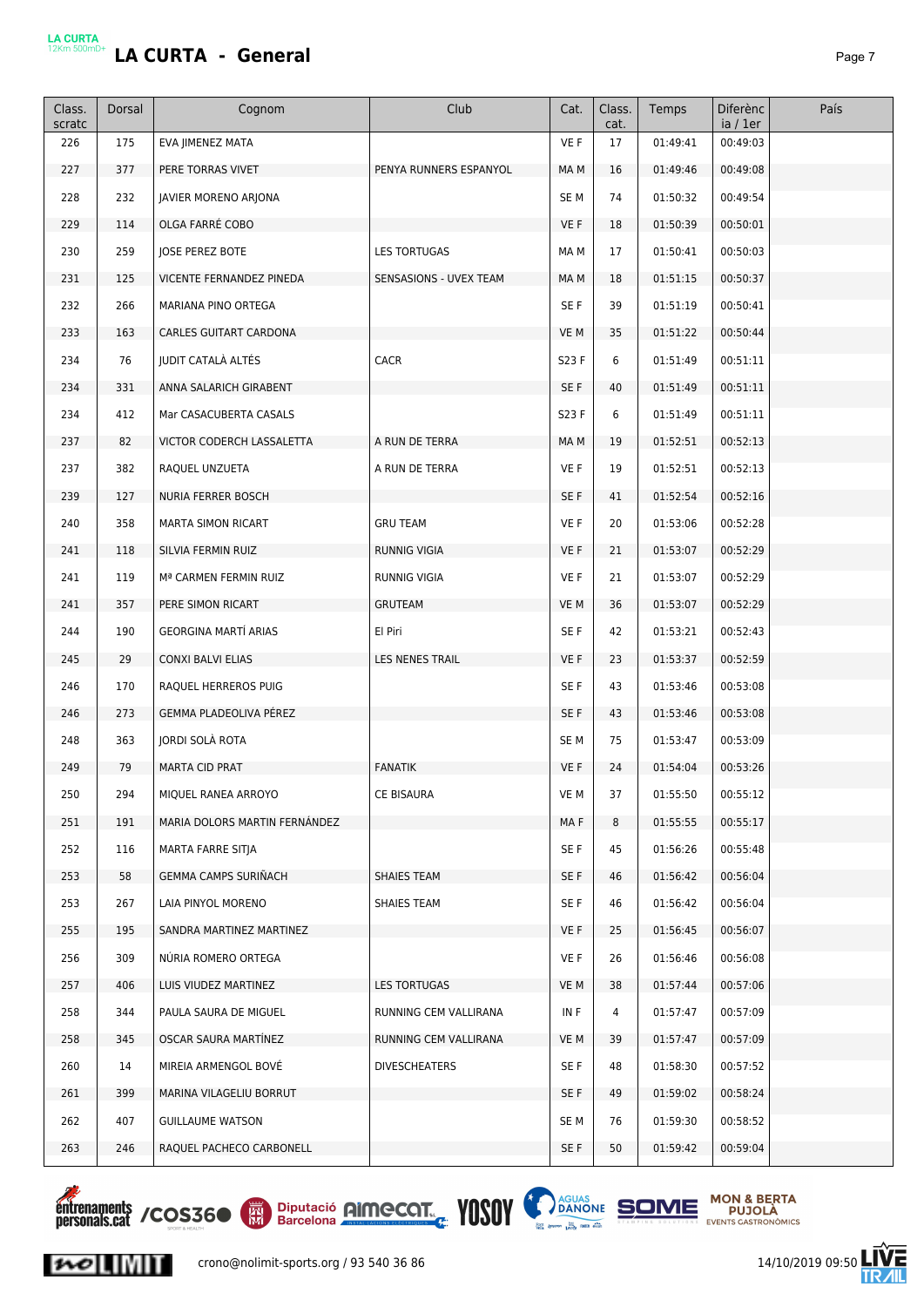# LA CURTA - General

| Class. scratc | Dorsal | Cognom | Club | Cat. | Class. cat. | Temps | Diferència / 1er | País |
|---|---|---|---|---|---|---|---|---|
| 226 | 175 | EVA JIMENEZ MATA | | VE F | 17 | 01:49:41 | 00:49:03 | |
| 227 | 377 | PERE TORRAS VIVET | PENYA RUNNERS ESPANYOL | MA M | 16 | 01:49:46 | 00:49:08 | |
| 228 | 232 | JAVIER MORENO ARJONA | | SE M | 74 | 01:50:32 | 00:49:54 | |
| 229 | 114 | OLGA FARRÉ COBO | | VE F | 18 | 01:50:39 | 00:50:01 | |
| 230 | 259 | JOSE PEREZ BOTE | LES TORTUGAS | MA M | 17 | 01:50:41 | 00:50:03 | |
| 231 | 125 | VICENTE FERNANDEZ PINEDA | SENSASIONS - UVEX TEAM | MA M | 18 | 01:51:15 | 00:50:37 | |
| 232 | 266 | MARIANA PINO ORTEGA | | SE F | 39 | 01:51:19 | 00:50:41 | |
| 233 | 163 | CARLES GUITART CARDONA | | VE M | 35 | 01:51:22 | 00:50:44 | |
| 234 | 76 | JUDIT CATALÀ ALTÉS | CACR | S23 F | 6 | 01:51:49 | 00:51:11 | |
| 234 | 331 | ANNA SALARICH GIRABENT | | SE F | 40 | 01:51:49 | 00:51:11 | |
| 234 | 412 | Mar CASACUBERTA CASALS | | S23 F | 6 | 01:51:49 | 00:51:11 | |
| 237 | 82 | VICTOR CODERCH LASSALETTA | A RUN DE TERRA | MA M | 19 | 01:52:51 | 00:52:13 | |
| 237 | 382 | RAQUEL UNZUETA | A RUN DE TERRA | VE F | 19 | 01:52:51 | 00:52:13 | |
| 239 | 127 | NURIA FERRER BOSCH | | SE F | 41 | 01:52:54 | 00:52:16 | |
| 240 | 358 | MARTA SIMON RICART | GRU TEAM | VE F | 20 | 01:53:06 | 00:52:28 | |
| 241 | 118 | SILVIA FERMIN RUIZ | RUNNIG VIGIA | VE F | 21 | 01:53:07 | 00:52:29 | |
| 241 | 119 | Mª CARMEN FERMIN RUIZ | RUNNIG VIGIA | VE F | 21 | 01:53:07 | 00:52:29 | |
| 241 | 357 | PERE SIMON RICART | GRUTEAM | VE M | 36 | 01:53:07 | 00:52:29 | |
| 244 | 190 | GEORGINA MARTÍ ARIAS | El Piri | SE F | 42 | 01:53:21 | 00:52:43 | |
| 245 | 29 | CONXI BALVI ELIAS | LES NENES TRAIL | VE F | 23 | 01:53:37 | 00:52:59 | |
| 246 | 170 | RAQUEL HERREROS PUIG | | SE F | 43 | 01:53:46 | 00:53:08 | |
| 246 | 273 | GEMMA PLADEOLIVA PÉREZ | | SE F | 43 | 01:53:46 | 00:53:08 | |
| 248 | 363 | JORDI SOLÀ ROTA | | SE M | 75 | 01:53:47 | 00:53:09 | |
| 249 | 79 | MARTA CID PRAT | FANATIK | VE F | 24 | 01:54:04 | 00:53:26 | |
| 250 | 294 | MIQUEL RANEA ARROYO | CE BISAURA | VE M | 37 | 01:55:50 | 00:55:12 | |
| 251 | 191 | MARIA DOLORS MARTIN FERNÁNDEZ | | MA F | 8 | 01:55:55 | 00:55:17 | |
| 252 | 116 | MARTA FARRE SITJA | | SE F | 45 | 01:56:26 | 00:55:48 | |
| 253 | 58 | GEMMA CAMPS SURIÑACH | SHAIES TEAM | SE F | 46 | 01:56:42 | 00:56:04 | |
| 253 | 267 | LAIA PINYOL MORENO | SHAIES TEAM | SE F | 46 | 01:56:42 | 00:56:04 | |
| 255 | 195 | SANDRA MARTINEZ MARTINEZ | | VE F | 25 | 01:56:45 | 00:56:07 | |
| 256 | 309 | NÚRIA ROMERO ORTEGA | | VE F | 26 | 01:56:46 | 00:56:08 | |
| 257 | 406 | LUIS VIUDEZ MARTINEZ | LES TORTUGAS | VE M | 38 | 01:57:44 | 00:57:06 | |
| 258 | 344 | PAULA SAURA DE MIGUEL | RUNNING CEM VALLIRANA | IN F | 4 | 01:57:47 | 00:57:09 | |
| 258 | 345 | OSCAR SAURA MARTÍNEZ | RUNNING CEM VALLIRANA | VE M | 39 | 01:57:47 | 00:57:09 | |
| 260 | 14 | MIREIA ARMENGOL BOVÉ | DIVESCHEATERS | SE F | 48 | 01:58:30 | 00:57:52 | |
| 261 | 399 | MARINA VILAGELIU BORRUT | | SE F | 49 | 01:59:02 | 00:58:24 | |
| 262 | 407 | GUILLAUME WATSON | | SE M | 76 | 01:59:30 | 00:58:52 | |
| 263 | 246 | RAQUEL PACHECO CARBONELL | | SE F | 50 | 01:59:42 | 00:59:04 | |

crono@nolimit-sports.org / 93 540 36 86

14/10/2019 09:50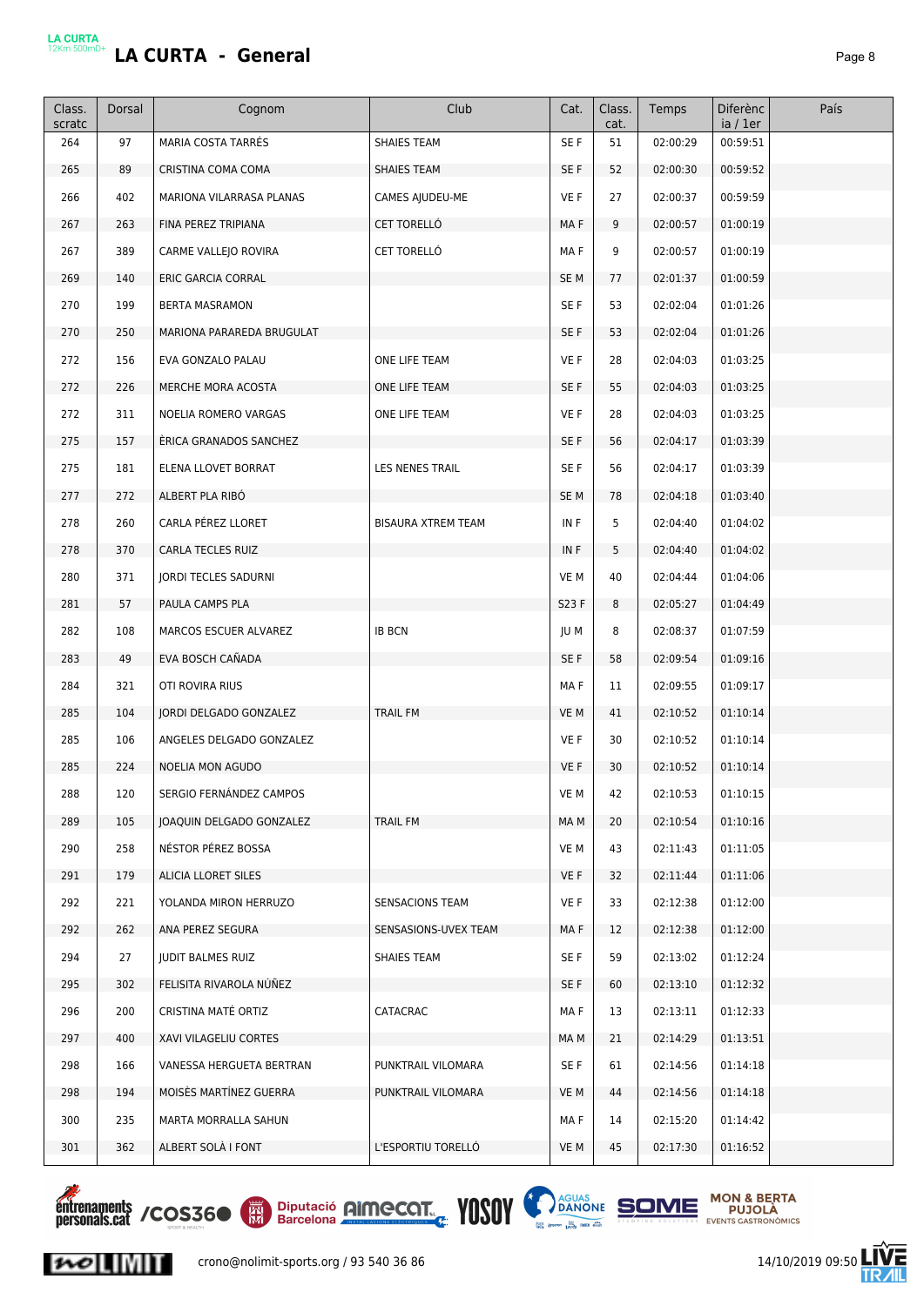# LA CURTA - General

| Class. scratc | Dorsal | Cognom | Club | Cat. | Class. cat. | Temps | Diferència / 1er | País |
|---|---|---|---|---|---|---|---|---|
| 264 | 97 | MARIA COSTA TARRÉS | SHAIES TEAM | SE F | 51 | 02:00:29 | 00:59:51 | |
| 265 | 89 | CRISTINA COMA COMA | SHAIES TEAM | SE F | 52 | 02:00:30 | 00:59:52 | |
| 266 | 402 | MARIONA VILARRASA PLANAS | CAMES AJUDEU-ME | VE F | 27 | 02:00:37 | 00:59:59 | |
| 267 | 263 | FINA PEREZ TRIPIANA | CET TORELLÓ | MA F | 9 | 02:00:57 | 01:00:19 | |
| 267 | 389 | CARME VALLEJO ROVIRA | CET TORELLÓ | MA F | 9 | 02:00:57 | 01:00:19 | |
| 269 | 140 | ERIC GARCIA CORRAL | | SE M | 77 | 02:01:37 | 01:00:59 | |
| 270 | 199 | BERTA MASRAMON | | SE F | 53 | 02:02:04 | 01:01:26 | |
| 270 | 250 | MARIONA PARAREDA BRUGULAT | | SE F | 53 | 02:02:04 | 01:01:26 | |
| 272 | 156 | EVA GONZALO PALAU | ONE LIFE TEAM | VE F | 28 | 02:04:03 | 01:03:25 | |
| 272 | 226 | MERCHE MORA ACOSTA | ONE LIFE TEAM | SE F | 55 | 02:04:03 | 01:03:25 | |
| 272 | 311 | NOELIA ROMERO VARGAS | ONE LIFE TEAM | VE F | 28 | 02:04:03 | 01:03:25 | |
| 275 | 157 | ÈRICA GRANADOS SANCHEZ | | SE F | 56 | 02:04:17 | 01:03:39 | |
| 275 | 181 | ELENA LLOVET BORRAT | LES NENES TRAIL | SE F | 56 | 02:04:17 | 01:03:39 | |
| 277 | 272 | ALBERT PLA RIBÓ | | SE M | 78 | 02:04:18 | 01:03:40 | |
| 278 | 260 | CARLA PÉREZ LLORET | BISAURA XTREM TEAM | IN F | 5 | 02:04:40 | 01:04:02 | |
| 278 | 370 | CARLA TECLES RUIZ | | IN F | 5 | 02:04:40 | 01:04:02 | |
| 280 | 371 | JORDI TECLES SADURNI | | VE M | 40 | 02:04:44 | 01:04:06 | |
| 281 | 57 | PAULA CAMPS PLA | | S23 F | 8 | 02:05:27 | 01:04:49 | |
| 282 | 108 | MARCOS ESCUER ALVAREZ | IB BCN | JU M | 8 | 02:08:37 | 01:07:59 | |
| 283 | 49 | EVA BOSCH CAÑADA | | SE F | 58 | 02:09:54 | 01:09:16 | |
| 284 | 321 | OTI ROVIRA RIUS | | MA F | 11 | 02:09:55 | 01:09:17 | |
| 285 | 104 | JORDI DELGADO GONZALEZ | TRAIL FM | VE M | 41 | 02:10:52 | 01:10:14 | |
| 285 | 106 | ANGELES DELGADO GONZALEZ | | VE F | 30 | 02:10:52 | 01:10:14 | |
| 285 | 224 | NOELIA MON AGUDO | | VE F | 30 | 02:10:52 | 01:10:14 | |
| 288 | 120 | SERGIO FERNÁNDEZ CAMPOS | | VE M | 42 | 02:10:53 | 01:10:15 | |
| 289 | 105 | JOAQUIN DELGADO GONZALEZ | TRAIL FM | MA M | 20 | 02:10:54 | 01:10:16 | |
| 290 | 258 | NÉSTOR PÉREZ BOSSA | | VE M | 43 | 02:11:43 | 01:11:05 | |
| 291 | 179 | ALICIA LLORET SILES | | VE F | 32 | 02:11:44 | 01:11:06 | |
| 292 | 221 | YOLANDA MIRON HERRUZO | SENSACIONS TEAM | VE F | 33 | 02:12:38 | 01:12:00 | |
| 292 | 262 | ANA PEREZ SEGURA | SENSASIONS-UVEX TEAM | MA F | 12 | 02:12:38 | 01:12:00 | |
| 294 | 27 | JUDIT BALMES RUIZ | SHAIES TEAM | SE F | 59 | 02:13:02 | 01:12:24 | |
| 295 | 302 | FELISITA RIVAROLA NÚÑEZ | | SE F | 60 | 02:13:10 | 01:12:32 | |
| 296 | 200 | CRISTINA MATÉ ORTIZ | CATACRAC | MA F | 13 | 02:13:11 | 01:12:33 | |
| 297 | 400 | XAVI VILAGELIU CORTES | | MA M | 21 | 02:14:29 | 01:13:51 | |
| 298 | 166 | VANESSA HERGUETA BERTRAN | PUNKTRAIL VILOMARA | SE F | 61 | 02:14:56 | 01:14:18 | |
| 298 | 194 | MOISÈS MARTÍNEZ GUERRA | PUNKTRAIL VILOMARA | VE M | 44 | 02:14:56 | 01:14:18 | |
| 300 | 235 | MARTA MORRALLA SAHUN | | MA F | 14 | 02:15:20 | 01:14:42 | |
| 301 | 362 | ALBERT SOLÀ I FONT | L'ESPORTIU TORELLÓ | VE M | 45 | 02:17:30 | 01:16:52 | |

crono@nolimit-sports.org / 93 540 36 86

14/10/2019 09:50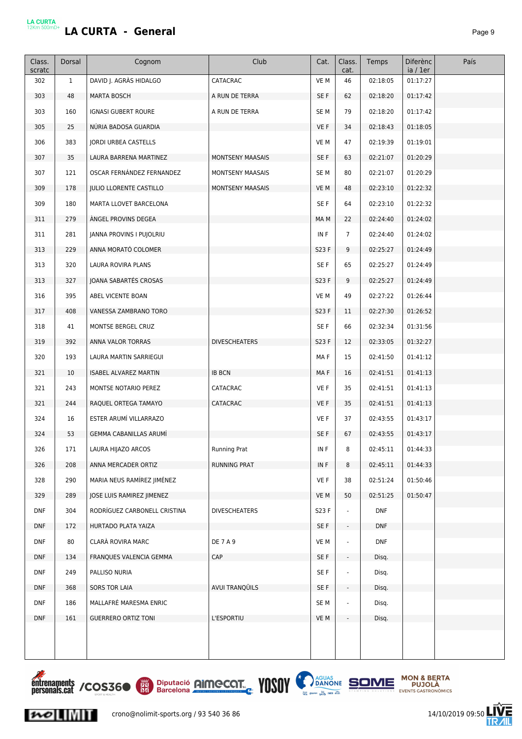# LA CURTA - General

| Class. scratc | Dorsal | Cognom | Club | Cat. | Class. cat. | Temps | Diferència / 1er | País |
|---|---|---|---|---|---|---|---|---|
| 302 | 1 | DAVID J. AGRÀS HIDALGO | CATACRAC | VE M | 46 | 02:18:05 | 01:17:27 | |
| 303 | 48 | MARTA BOSCH | A RUN DE TERRA | SE F | 62 | 02:18:20 | 01:17:42 | |
| 303 | 160 | IGNASI GUBERT ROURE | A RUN DE TERRA | SE M | 79 | 02:18:20 | 01:17:42 | |
| 305 | 25 | NÚRIA BADOSA GUARDIA | | VE F | 34 | 02:18:43 | 01:18:05 | |
| 306 | 383 | JORDI URBEA CASTELLS | | VE M | 47 | 02:19:39 | 01:19:01 | |
| 307 | 35 | LAURA BARRENA MARTINEZ | MONTSENY MAASAIS | SE F | 63 | 02:21:07 | 01:20:29 | |
| 307 | 121 | OSCAR FERNÁNDEZ FERNANDEZ | MONTSENY MAASAIS | SE M | 80 | 02:21:07 | 01:20:29 | |
| 309 | 178 | JULIO LLORENTE CASTILLO | MONTSENY MAASAIS | VE M | 48 | 02:23:10 | 01:22:32 | |
| 309 | 180 | MARTA LLOVET BARCELONA | | SE F | 64 | 02:23:10 | 01:22:32 | |
| 311 | 279 | ÀNGEL PROVINS DEGEA | | MA M | 22 | 02:24:40 | 01:24:02 | |
| 311 | 281 | JANNA PROVINS I PUJOLRIU | | IN F | 7 | 02:24:40 | 01:24:02 | |
| 313 | 229 | ANNA MORATÓ COLOMER | | S23 F | 9 | 02:25:27 | 01:24:49 | |
| 313 | 320 | LAURA ROVIRA PLANS | | SE F | 65 | 02:25:27 | 01:24:49 | |
| 313 | 327 | JOANA SABARTÉS CROSAS | | S23 F | 9 | 02:25:27 | 01:24:49 | |
| 316 | 395 | ABEL VICENTE BOAN | | VE M | 49 | 02:27:22 | 01:26:44 | |
| 317 | 408 | VANESSA ZAMBRANO TORO | | S23 F | 11 | 02:27:30 | 01:26:52 | |
| 318 | 41 | MONTSE BERGEL CRUZ | | SE F | 66 | 02:32:34 | 01:31:56 | |
| 319 | 392 | ANNA VALOR TORRAS | DIVESCHEATERS | S23 F | 12 | 02:33:05 | 01:32:27 | |
| 320 | 193 | LAURA MARTIN SARRIEGUI | | MA F | 15 | 02:41:50 | 01:41:12 | |
| 321 | 10 | ISABEL ALVAREZ MARTIN | IB BCN | MA F | 16 | 02:41:51 | 01:41:13 | |
| 321 | 243 | MONTSE NOTARIO PEREZ | CATACRAC | VE F | 35 | 02:41:51 | 01:41:13 | |
| 321 | 244 | RAQUEL ORTEGA TAMAYO | CATACRAC | VE F | 35 | 02:41:51 | 01:41:13 | |
| 324 | 16 | ESTER ARUMÍ VILLARRAZO | | VE F | 37 | 02:43:55 | 01:43:17 | |
| 324 | 53 | GEMMA CABANILLAS ARUMÍ | | SE F | 67 | 02:43:55 | 01:43:17 | |
| 326 | 171 | LAURA HIJAZO ARCOS | Running Prat | IN F | 8 | 02:45:11 | 01:44:33 | |
| 326 | 208 | ANNA MERCADER ORTIZ | RUNNING PRAT | IN F | 8 | 02:45:11 | 01:44:33 | |
| 328 | 290 | MARIA NEUS RAMÍREZ JIMÉNEZ | | VE F | 38 | 02:51:24 | 01:50:46 | |
| 329 | 289 | JOSE LUIS RAMIREZ JIMENEZ | | VE M | 50 | 02:51:25 | 01:50:47 | |
| DNF | 304 | RODRÍGUEZ CARBONELL CRISTINA | DIVESCHEATERS | S23 F | - | DNF | | |
| DNF | 172 | HURTADO PLATA YAIZA | | SE F | - | DNF | | |
| DNF | 80 | CLARÀ ROVIRA MARC | DE 7 A 9 | VE M | - | DNF | | |
| DNF | 134 | FRANQUES VALENCIA GEMMA | CAP | SE F | - | Disq. | | |
| DNF | 249 | PALLISO NURIA | | SE F | - | Disq. | | |
| DNF | 368 | SORS TOR LAIA | AVUI TRANQÜILS | SE F | - | Disq. | | |
| DNF | 186 | MALLAFRÉ MARESMA ENRIC | | SE M | - | Disq. | | |
| DNF | 161 | GUERRERO ORTIZ TONI | L'ESPORTIU | VE M | - | Disq. | | |

crono@nolimit-sports.org / 93 540 36 86

14/10/2019 09:50